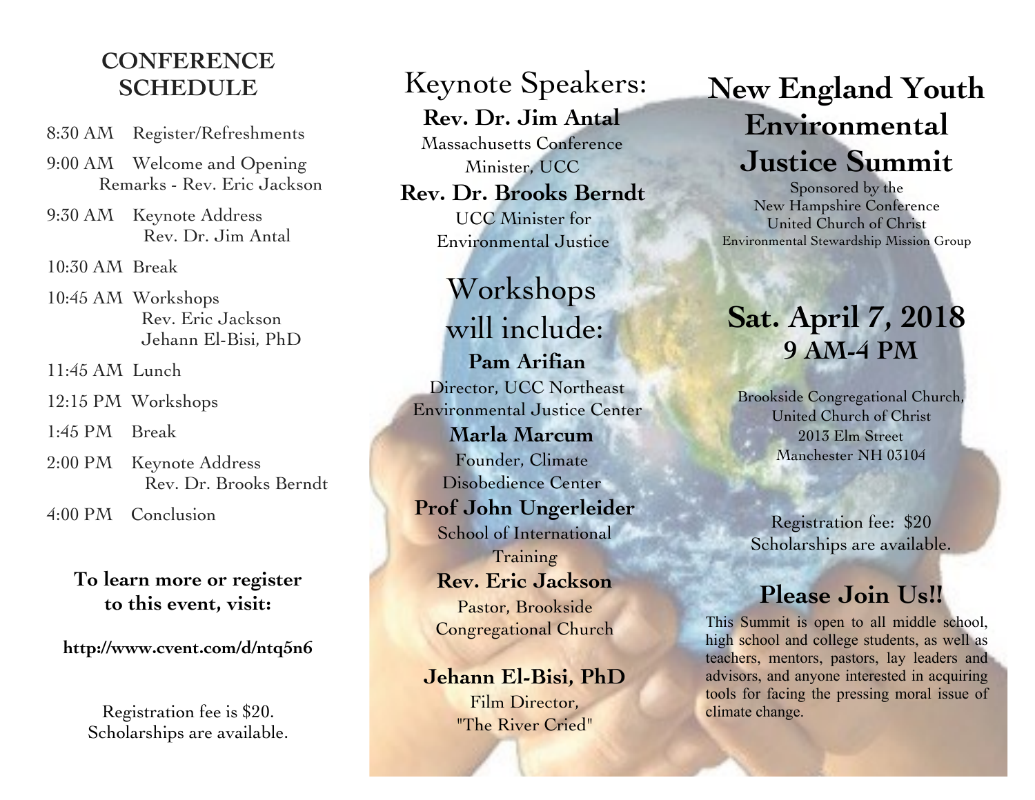## CONFERENCE SCHEDULE

8:30 AM Register/Refreshments

9:00 AM Welcome and Opening Remarks - Rev. Eric Jackson

9:30 AM Keynote Address
Rev. Dr. Jim Antal

10:30 AM Break

10:45 AM Workshops
Rev. Eric Jackson
Jehann El-Bisi, PhD

11:45 AM Lunch

12:15 PM Workshops

1:45 PM Break

2:00 PM Keynote Address
Rev. Dr. Brooks Berndt

4:00 PM Conclusion

**To learn more or register to this event, visit:**

**http://www.cvent.com/d/ntq5n6**

Registration fee is $20.
Scholarships are available.

## Keynote Speakers:

**Rev. Dr. Jim Antal**
Massachusetts Conference Minister, UCC

**Rev. Dr. Brooks Berndt**
UCC Minister for Environmental Justice

## Workshops will include:

**Pam Arifian**
Director, UCC Northeast Environmental Justice Center

**Marla Marcum**
Founder, Climate Disobedience Center

**Prof John Ungerleider**
School of International Training

**Rev. Eric Jackson**
Pastor, Brookside Congregational Church

**Jehann El-Bisi, PhD**
Film Director, "The River Cried"

# New England Youth Environmental Justice Summit

Sponsored by the
New Hampshire Conference
United Church of Christ
Environmental Stewardship Mission Group

## Sat. April 7, 2018
### 9 AM-4 PM

Brookside Congregational Church,
United Church of Christ
2013 Elm Street
Manchester NH 03104

Registration fee: $20
Scholarships are available.

## Please Join Us!!

This Summit is open to all middle school, high school and college students, as well as teachers, mentors, pastors, lay leaders and advisors, and anyone interested in acquiring tools for facing the pressing moral issue of climate change.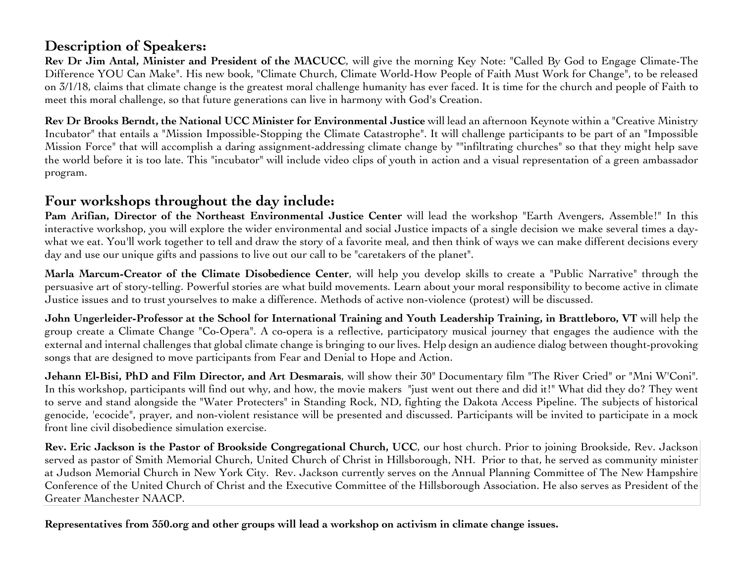## Description of Speakers:

**Rev Dr Jim Antal, Minister and President of the MACUCC**, will give the morning Key Note: "Called By God to Engage Climate-The Difference YOU Can Make". His new book, "Climate Church, Climate World-How People of Faith Must Work for Change", to be released on 3/1/18, claims that climate change is the greatest moral challenge humanity has ever faced. It is time for the church and people of Faith to meet this moral challenge, so that future generations can live in harmony with God's Creation.

**Rev Dr Brooks Berndt, the National UCC Minister for Environmental Justice** will lead an afternoon Keynote within a "Creative Ministry Incubator" that entails a "Mission Impossible-Stopping the Climate Catastrophe". It will challenge participants to be part of an "Impossible Mission Force" that will accomplish a daring assignment-addressing climate change by ""infiltrating churches" so that they might help save the world before it is too late. This "incubator" will include video clips of youth in action and a visual representation of a green ambassador program.

## Four workshops throughout the day include:

**Pam Arifian, Director of the Northeast Environmental Justice Center** will lead the workshop "Earth Avengers, Assemble!" In this interactive workshop, you will explore the wider environmental and social Justice impacts of a single decision we make several times a day-what we eat. You'll work together to tell and draw the story of a favorite meal, and then think of ways we can make different decisions every day and use our unique gifts and passions to live out our call to be "caretakers of the planet".

**Marla Marcum-Creator of the Climate Disobedience Center**, will help you develop skills to create a "Public Narrative" through the persuasive art of story-telling. Powerful stories are what build movements. Learn about your moral responsibility to become active in climate Justice issues and to trust yourselves to make a difference. Methods of active non-violence (protest) will be discussed.

**John Ungerleider-Professor at the School for International Training and Youth Leadership Training, in Brattleboro, VT** will help the group create a Climate Change "Co-Opera". A co-opera is a reflective, participatory musical journey that engages the audience with the external and internal challenges that global climate change is bringing to our lives. Help design an audience dialog between thought-provoking songs that are designed to move participants from Fear and Denial to Hope and Action.

**Jehann El-Bisi, PhD and Film Director, and Art Desmarais**, will show their 30" Documentary film "The River Cried" or "Mni W'Coni". In this workshop, participants will find out why, and how, the movie makers "just went out there and did it!" What did they do? They went to serve and stand alongside the "Water Protecters" in Standing Rock, ND, fighting the Dakota Access Pipeline. The subjects of historical genocide, 'ecocide", prayer, and non-violent resistance will be presented and discussed. Participants will be invited to participate in a mock front line civil disobedience simulation exercise.

**Rev. Eric Jackson is the Pastor of Brookside Congregational Church, UCC**, our host church. Prior to joining Brookside, Rev. Jackson served as pastor of Smith Memorial Church, United Church of Christ in Hillsborough, NH. Prior to that, he served as community minister at Judson Memorial Church in New York City. Rev. Jackson currently serves on the Annual Planning Committee of The New Hampshire Conference of the United Church of Christ and the Executive Committee of the Hillsborough Association. He also serves as President of the Greater Manchester NAACP.

**Representatives from 350.org and other groups will lead a workshop on activism in climate change issues.**